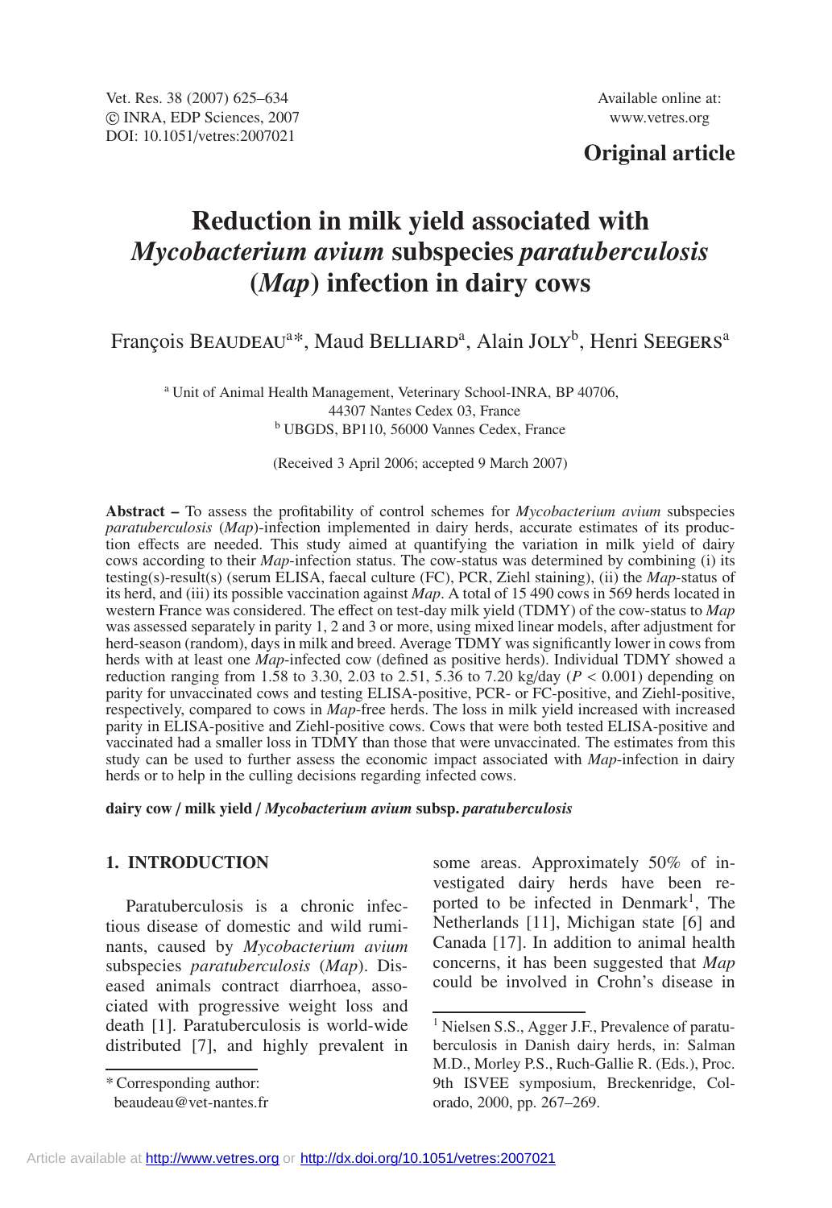Original article

# Reduction in milk yield associated with *Mycobacterium avium* subspecies *paratuberculosis* (*Map*) infection in dairy cows

François BEAUDEAU[a]*, Maud BELLIARD[a], Alain JOLY[b], Henri SEEGERS[a]

[a] Unit of Animal Health Management, Veterinary School-INRA, BP 40706, 44307 Nantes Cedex 03, France
[b] UBGDS, BP110, 56000 Vannes Cedex, France

(Received 3 April 2006; accepted 9 March 2007)

**Abstract –** To assess the profitability of control schemes for *Mycobacterium avium* subspecies *paratuberculosis* (*Map*)-infection implemented in dairy herds, accurate estimates of its production effects are needed. This study aimed at quantifying the variation in milk yield of dairy cows according to their *Map*-infection status. The cow-status was determined by combining (i) its testing(s)-result(s) (serum ELISA, faecal culture (FC), PCR, Ziehl staining), (ii) the *Map*-status of its herd, and (iii) its possible vaccination against *Map*. A total of 15 490 cows in 569 herds located in western France was considered. The effect on test-day milk yield (TDMY) of the cow-status to *Map* was assessed separately in parity 1, 2 and 3 or more, using mixed linear models, after adjustment for herd-season (random), days in milk and breed. Average TDMY was significantly lower in cows from herds with at least one *Map*-infected cow (defined as positive herds). Individual TDMY showed a reduction ranging from 1.58 to 3.30, 2.03 to 2.51, 5.36 to 7.20 kg/day ($P < 0.001$) depending on parity for unvaccinated cows and testing ELISA-positive, PCR- or FC-positive, and Ziehl-positive, respectively, compared to cows in *Map*-free herds. The loss in milk yield increased with increased parity in ELISA-positive and Ziehl-positive cows. Cows that were both tested ELISA-positive and vaccinated had a smaller loss in TDMY than those that were unvaccinated. The estimates from this study can be used to further assess the economic impact associated with *Map*-infection in dairy herds or to help in the culling decisions regarding infected cows.

**dairy cow / milk yield / *Mycobacterium avium* subsp. *paratuberculosis***

## 1. INTRODUCTION

Paratuberculosis is a chronic infectious disease of domestic and wild ruminants, caused by *Mycobacterium avium* subspecies *paratuberculosis* (*Map*). Diseased animals contract diarrhoea, associated with progressive weight loss and death [1]. Paratuberculosis is world-wide distributed [7], and highly prevalent in some areas. Approximately 50% of investigated dairy herds have been reported to be infected in Denmark[1], The Netherlands [11], Michigan state [6] and Canada [17]. In addition to animal health concerns, it has been suggested that *Map* could be involved in Crohn's disease in

\* Corresponding author: beaudeau@vet-nantes.fr

[1] Nielsen S.S., Agger J.F., Prevalence of paratuberculosis in Danish dairy herds, in: Salman M.D., Morley P.S., Ruch-Gallie R. (Eds.), Proc. 9th ISVEE symposium, Breckenridge, Colorado, 2000, pp. 267–269.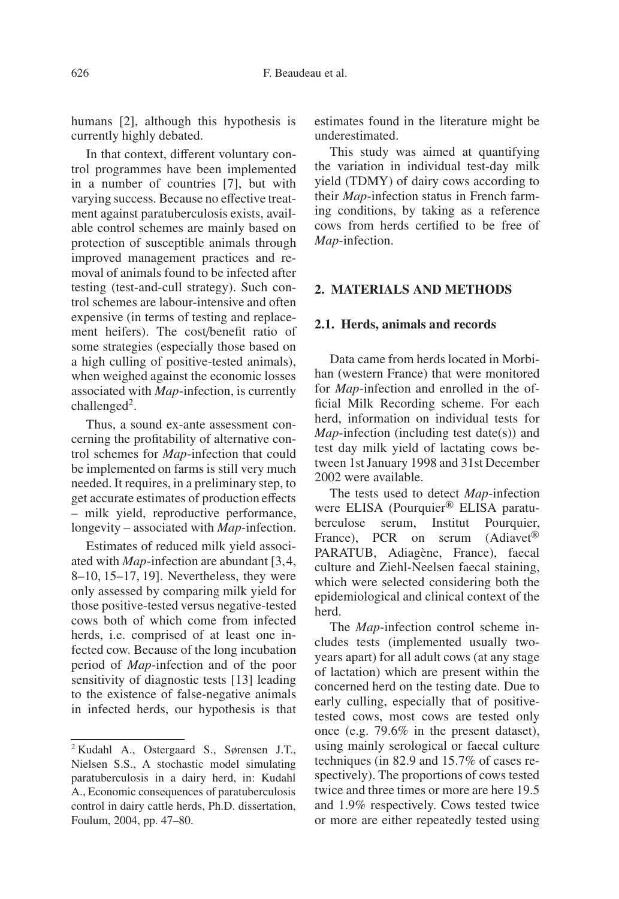humans [2], although this hypothesis is currently highly debated.

In that context, different voluntary control programmes have been implemented in a number of countries [7], but with varying success. Because no effective treatment against paratuberculosis exists, available control schemes are mainly based on protection of susceptible animals through improved management practices and removal of animals found to be infected after testing (test-and-cull strategy). Such control schemes are labour-intensive and often expensive (in terms of testing and replacement heifers). The cost/benefit ratio of some strategies (especially those based on a high culling of positive-tested animals), when weighed against the economic losses associated with *Map*-infection, is currently challenged[2].

Thus, a sound ex-ante assessment concerning the profitability of alternative control schemes for *Map*-infection that could be implemented on farms is still very much needed. It requires, in a preliminary step, to get accurate estimates of production effects – milk yield, reproductive performance, longevity – associated with *Map*-infection.

Estimates of reduced milk yield associated with *Map*-infection are abundant [3, 4, 8–10, 15–17, 19]. Nevertheless, they were only assessed by comparing milk yield for those positive-tested versus negative-tested cows both of which come from infected herds, i.e. comprised of at least one infected cow. Because of the long incubation period of *Map*-infection and of the poor sensitivity of diagnostic tests [13] leading to the existence of false-negative animals in infected herds, our hypothesis is that estimates found in the literature might be underestimated.

This study was aimed at quantifying the variation in individual test-day milk yield (TDMY) of dairy cows according to their *Map*-infection status in French farming conditions, by taking as a reference cows from herds certified to be free of *Map*-infection.

## 2. MATERIALS AND METHODS

### 2.1. Herds, animals and records

Data came from herds located in Morbihan (western France) that were monitored for *Map*-infection and enrolled in the official Milk Recording scheme. For each herd, information on individual tests for *Map*-infection (including test date(s)) and test day milk yield of lactating cows between 1st January 1998 and 31st December 2002 were available.

The tests used to detect *Map*-infection were ELISA (Pourquier® ELISA paratuberculose serum, Institut Pourquier, France), PCR on serum (Adiavet® PARATUB, Adiagène, France), faecal culture and Ziehl-Neelsen faecal staining, which were selected considering both the epidemiological and clinical context of the herd.

The *Map*-infection control scheme includes tests (implemented usually two-years apart) for all adult cows (at any stage of lactation) which are present within the concerned herd on the testing date. Due to early culling, especially that of positive-tested cows, most cows are tested only once (e.g. 79.6% in the present dataset), using mainly serological or faecal culture techniques (in 82.9 and 15.7% of cases respectively). The proportions of cows tested twice and three times or more are here 19.5 and 1.9% respectively. Cows tested twice or more are either repeatedly tested using

[2] Kudahl A., Ostergaard S., Sørensen J.T., Nielsen S.S., A stochastic model simulating paratuberculosis in a dairy herd, in: Kudahl A., Economic consequences of paratuberculosis control in dairy cattle herds, Ph.D. dissertation, Foulum, 2004, pp. 47–80.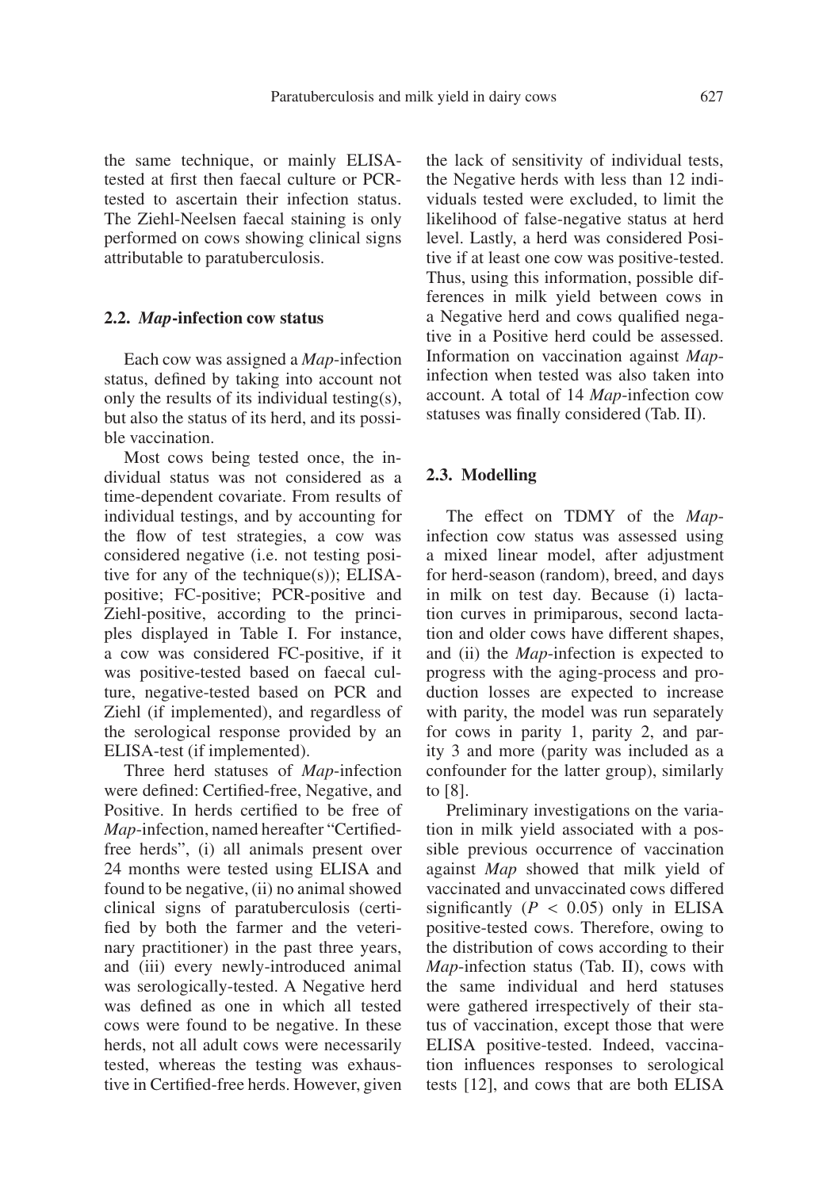the same technique, or mainly ELISA-tested at first then faecal culture or PCR-tested to ascertain their infection status. The Ziehl-Neelsen faecal staining is only performed on cows showing clinical signs attributable to paratuberculosis.

### 2.2. *Map*-infection cow status

Each cow was assigned a *Map*-infection status, defined by taking into account not only the results of its individual testing(s), but also the status of its herd, and its possible vaccination.

Most cows being tested once, the individual status was not considered as a time-dependent covariate. From results of individual testings, and by accounting for the flow of test strategies, a cow was considered negative (i.e. not testing positive for any of the technique(s)); ELISA-positive; FC-positive; PCR-positive and Ziehl-positive, according to the principles displayed in Table I. For instance, a cow was considered FC-positive, if it was positive-tested based on faecal culture, negative-tested based on PCR and Ziehl (if implemented), and regardless of the serological response provided by an ELISA-test (if implemented).

Three herd statuses of *Map*-infection were defined: Certified-free, Negative, and Positive. In herds certified to be free of *Map*-infection, named hereafter "Certified-free herds", (i) all animals present over 24 months were tested using ELISA and found to be negative, (ii) no animal showed clinical signs of paratuberculosis (certified by both the farmer and the veterinary practitioner) in the past three years, and (iii) every newly-introduced animal was serologically-tested. A Negative herd was defined as one in which all tested cows were found to be negative. In these herds, not all adult cows were necessarily tested, whereas the testing was exhaustive in Certified-free herds. However, given the lack of sensitivity of individual tests, the Negative herds with less than 12 individuals tested were excluded, to limit the likelihood of false-negative status at herd level. Lastly, a herd was considered Positive if at least one cow was positive-tested. Thus, using this information, possible differences in milk yield between cows in a Negative herd and cows qualified negative in a Positive herd could be assessed. Information on vaccination against *Map*-infection when tested was also taken into account. A total of 14 *Map*-infection cow statuses was finally considered (Tab. II).

### 2.3. Modelling

The effect on TDMY of the *Map*-infection cow status was assessed using a mixed linear model, after adjustment for herd-season (random), breed, and days in milk on test day. Because (i) lactation curves in primiparous, second lactation and older cows have different shapes, and (ii) the *Map*-infection is expected to progress with the aging-process and production losses are expected to increase with parity, the model was run separately for cows in parity 1, parity 2, and parity 3 and more (parity was included as a confounder for the latter group), similarly to [8].

Preliminary investigations on the variation in milk yield associated with a possible previous occurrence of vaccination against *Map* showed that milk yield of vaccinated and unvaccinated cows differed significantly ($P < 0.05$) only in ELISA positive-tested cows. Therefore, owing to the distribution of cows according to their *Map*-infection status (Tab. II), cows with the same individual and herd statuses were gathered irrespectively of their status of vaccination, except those that were ELISA positive-tested. Indeed, vaccination influences responses to serological tests [12], and cows that are both ELISA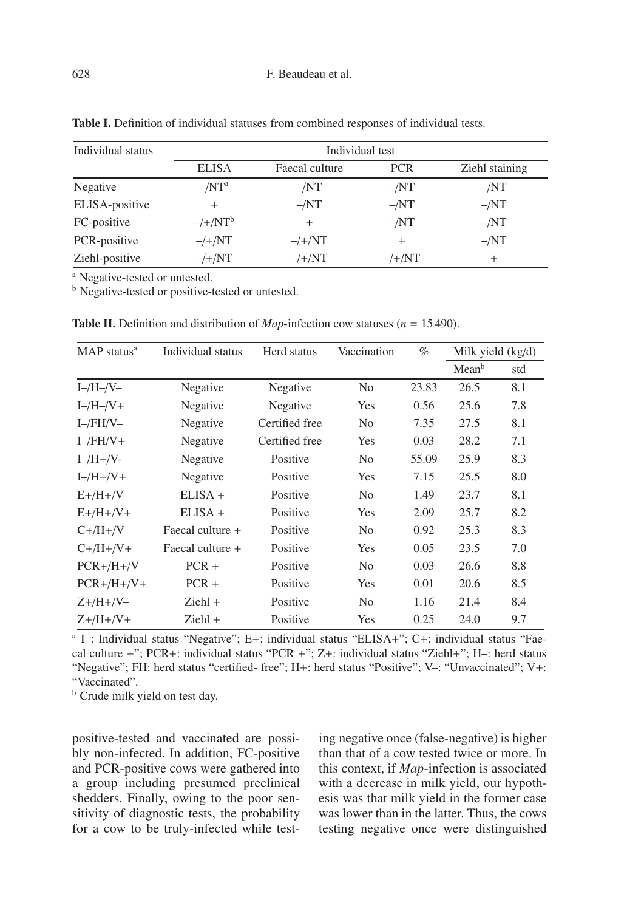**Table I.** Definition of individual statuses from combined responses of individual tests.

| Individual status | Individual test | | | |
|---|---|---|---|---|
| | ELISA | Faecal culture | PCR | Ziehl staining |
| Negative | –/NT[a] | –/NT | –/NT | –/NT |
| ELISA-positive | + | –/NT | –/NT | –/NT |
| FC-positive | –/+/NT[b] | + | –/NT | –/NT |
| PCR-positive | –/+/NT | –/+/NT | + | –/NT |
| Ziehl-positive | –/+/NT | –/+/NT | –/+/NT | + |

[a] Negative-tested or untested.
[b] Negative-tested or positive-tested or untested.

**Table II.** Definition and distribution of *Map*-infection cow statuses ($n$ = 15 490).

| MAP status[a] | Individual status | Herd status | Vaccination | % | Milk yield (kg/d) | |
|---|---|---|---|---|---|---|
| | | | | | Mean[b] | std |
| I–/H–/V– | Negative | Negative | No | 23.83 | 26.5 | 8.1 |
| I–/H–/V+ | Negative | Negative | Yes | 0.56 | 25.6 | 7.8 |
| I–/FH/V– | Negative | Certified free | No | 7.35 | 27.5 | 8.1 |
| I–/FH/V+ | Negative | Certified free | Yes | 0.03 | 28.2 | 7.1 |
| I–/H+/V- | Negative | Positive | No | 55.09 | 25.9 | 8.3 |
| I–/H+/V+ | Negative | Positive | Yes | 7.15 | 25.5 | 8.0 |
| E+/H+/V– | ELISA + | Positive | No | 1.49 | 23.7 | 8.1 |
| E+/H+/V+ | ELISA + | Positive | Yes | 2.09 | 25.7 | 8.2 |
| C+/H+/V– | Faecal culture + | Positive | No | 0.92 | 25.3 | 8.3 |
| C+/H+/V+ | Faecal culture + | Positive | Yes | 0.05 | 23.5 | 7.0 |
| PCR+/H+/V– | PCR + | Positive | No | 0.03 | 26.6 | 8.8 |
| PCR+/H+/V+ | PCR + | Positive | Yes | 0.01 | 20.6 | 8.5 |
| Z+/H+/V– | Ziehl + | Positive | No | 1.16 | 21.4 | 8.4 |
| Z+/H+/V+ | Ziehl + | Positive | Yes | 0.25 | 24.0 | 9.7 |

[a] I–: Individual status "Negative"; E+: individual status "ELISA+"; C+: individual status "Faecal culture +"; PCR+: individual status "PCR +"; Z+: individual status "Ziehl+"; H–: herd status "Negative"; FH: herd status "certified- free"; H+: herd status "Positive"; V–: "Unvaccinated"; V+: "Vaccinated".
[b] Crude milk yield on test day.

positive-tested and vaccinated are possibly non-infected. In addition, FC-positive and PCR-positive cows were gathered into a group including presumed preclinical shedders. Finally, owing to the poor sensitivity of diagnostic tests, the probability for a cow to be truly-infected while testing negative once (false-negative) is higher than that of a cow tested twice or more. In this context, if *Map*-infection is associated with a decrease in milk yield, our hypothesis was that milk yield in the former case was lower than in the latter. Thus, the cows testing negative once were distinguished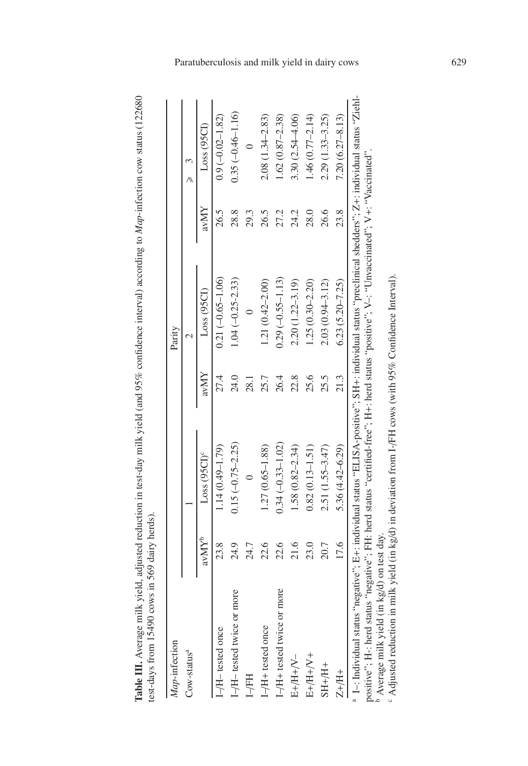**Table III.** Average milk yield, adjusted reduction in test-day milk yield (and 95% confidence interval) according to *Map*-infection cow status (122680 test-days from 15490 cows in 569 dairy herds).

| *Map*-infection | Parity | | | | | |
|---|---|---|---|---|---|---|
| Cow-status[a] | 1 | | 2 | | ≥ 3 | |
| | avMY[b] | Loss (95CI)[c] | avMY | Loss (95CI) | avMY | Loss (95CI) |
| I–/H– tested once | 23.8 | 1.14 (0.49–1.79) | 27.4 | 0.21 (–0.65–1.06) | 26.5 | 0.9 (–0.02–1.82) |
| I–/H– tested twice or more | 24.9 | 0.15 (–0.75–2.25) | 24.0 | 1.04 (–0.25–2.33) | 28.8 | 0.35 (–0.46–1.16) |
| I–/FH | 24.7 | 0 | 28.1 | 0 | 29.3 | 0 |
| I–/H+ tested once | 22.6 | 1.27 (0.65–1.88) | 25.7 | 1.21 (0.42–2.00) | 26.5 | 2.08 (1.34–2.83) |
| I–/H+ tested twice or more | 22.6 | 0.34 (–0.33–1.02) | 26.4 | 0.29 (–0.55–1.13) | 27.2 | 1.62 (0.87–2.38) |
| E+/H+/V– | 21.6 | 1.58 (0.82–2.34) | 22.8 | 2.20 (1.22–3.19) | 24.2 | 3.30 (2.54–4.06) |
| E+/H+/V+ | 23.0 | 0.82 (0.13–1.51) | 25.6 | 1.25 (0.30–2.20) | 28.0 | 1.46 (0.77–2.14) |
| SH+/H+ | 20.7 | 2.51 (1.55–3.47) | 25.5 | 2.03 (0.94–3.12) | 26.6 | 2.29 (1.33–3.25) |
| Z+/H+ | 17.6 | 5.36 (4.42–6.29) | 21.3 | 6.23 (5.20–7.25) | 23.8 | 7.20 (6.27–8.13) |

[a] I–: Individual status "negative"; E+: individual status "ELISA-positive"; SH+: individual status "preclinical shedders"; Z+: individual status "Ziehl-positive"; H–: herd status "negative"; FH: herd status "certified-free"; H+: herd status "positive"; V–: "Unvaccinated"; V+: "Vaccinated".

[b] Average milk yield (in kg/d) on test day.

[c] Adjusted reduction in milk yield (in kg/d) in deviation from I–/FH cows (with 95% Confidence Interval).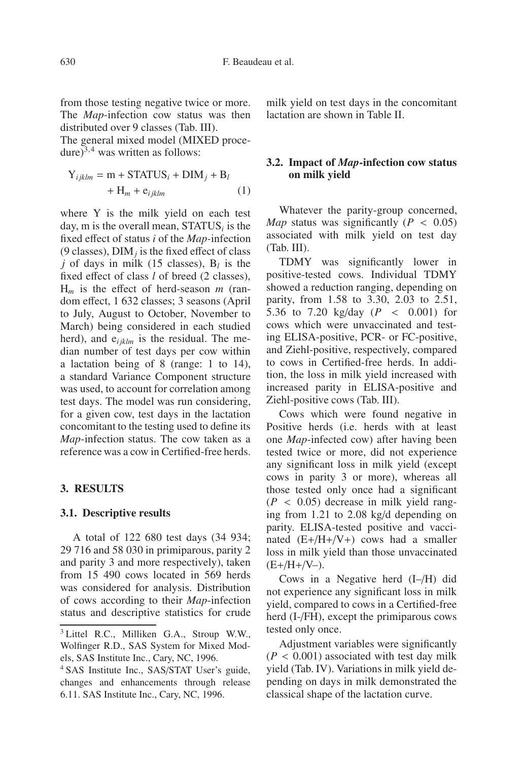from those testing negative twice or more. The *Map*-infection cow status was then distributed over 9 classes (Tab. III).

The general mixed model (MIXED procedure)[3,4] was written as follows:

$$Y_{ijklm} = m + STATUS_i + DIM_j + B_l + H_m + e_{ijklm} \quad (1)$$

where Y is the milk yield on each test day, m is the overall mean, $STATUS_i$ is the fixed effect of status $i$ of the *Map*-infection (9 classes), $DIM_j$ is the fixed effect of class $j$ of days in milk (15 classes), $B_l$ is the fixed effect of class $l$ of breed (2 classes), $H_m$ is the effect of herd-season $m$ (random effect, 1 632 classes; 3 seasons (April to July, August to October, November to March) being considered in each studied herd), and $e_{ijklm}$ is the residual. The median number of test days per cow within a lactation being of 8 (range: 1 to 14), a standard Variance Component structure was used, to account for correlation among test days. The model was run considering, for a given cow, test days in the lactation concomitant to the testing used to define its *Map*-infection status. The cow taken as a reference was a cow in Certified-free herds.

## 3. RESULTS

### 3.1. Descriptive results

A total of 122 680 test days (34 934; 29 716 and 58 030 in primiparous, parity 2 and parity 3 and more respectively), taken from 15 490 cows located in 569 herds was considered for analysis. Distribution of cows according to their *Map*-infection status and descriptive statistics for crude milk yield on test days in the concomitant lactation are shown in Table II.

### 3.2. Impact of *Map*-infection cow status on milk yield

Whatever the parity-group concerned, *Map* status was significantly ($P < 0.05$) associated with milk yield on test day (Tab. III).

TDMY was significantly lower in positive-tested cows. Individual TDMY showed a reduction ranging, depending on parity, from 1.58 to 3.30, 2.03 to 2.51, 5.36 to 7.20 kg/day ($P < 0.001$) for cows which were unvaccinated and testing ELISA-positive, PCR- or FC-positive, and Ziehl-positive, respectively, compared to cows in Certified-free herds. In addition, the loss in milk yield increased with increased parity in ELISA-positive and Ziehl-positive cows (Tab. III).

Cows which were found negative in Positive herds (i.e. herds with at least one *Map*-infected cow) after having been tested twice or more, did not experience any significant loss in milk yield (except cows in parity 3 or more), whereas all those tested only once had a significant ($P < 0.05$) decrease in milk yield ranging from 1.21 to 2.08 kg/d depending on parity. ELISA-tested positive and vaccinated (E+/H+/V+) cows had a smaller loss in milk yield than those unvaccinated (E+/H+/V–).

Cows in a Negative herd (I–/H) did not experience any significant loss in milk yield, compared to cows in a Certified-free herd (I-/FH), except the primiparous cows tested only once.

Adjustment variables were significantly ($P < 0.001$) associated with test day milk yield (Tab. IV). Variations in milk yield depending on days in milk demonstrated the classical shape of the lactation curve.

---

[3] Littel R.C., Milliken G.A., Stroup W.W., Wolfinger R.D., SAS System for Mixed Models, SAS Institute Inc., Cary, NC, 1996.

[4] SAS Institute Inc., SAS/STAT User's guide, changes and enhancements through release 6.11. SAS Institute Inc., Cary, NC, 1996.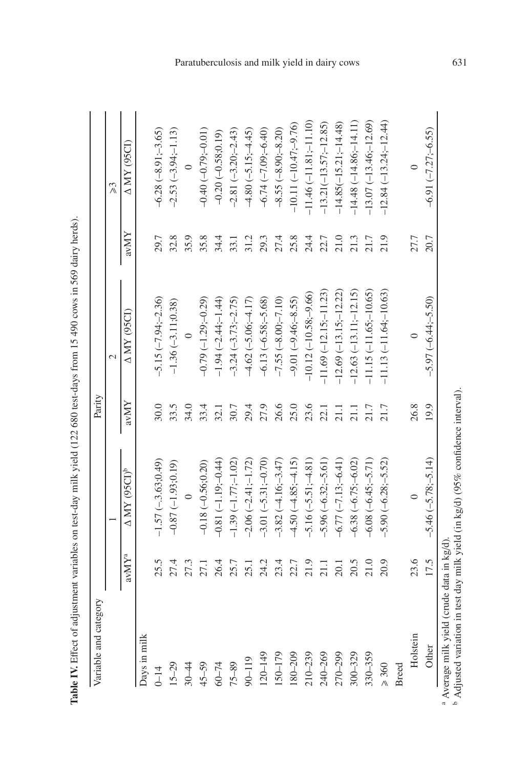**Table IV.** Effect of adjustment variables on test-day milk yield (122 680 test-days from 15 490 cows in 569 dairy herds).

| Variable and category | Parity | | | | | |
|---|---|---|---|---|---|---|
| | 1 | | 2 | | ≥3 | |
| | avMY[a] | Δ MY (95CI)[b] | avMY | Δ MY (95CI) | avMY | Δ MY (95CI) |
| Days in milk | | | | | | |
| 0–14 | 25.5 | −1.57 (−3.63;0.49) | 30.0 | −5.15 (−7.94;−2.36) | 29.7 | −6.28 (−8.91;−3.65) |
| 15–29 | 27.4 | −0.87 (−1.93;0.19) | 33.5 | −1.36 (−3.11;0.38) | 32.8 | −2.53 (−3.94;−1.13) |
| 30–44 | 27.3 | 0 | 34.0 | 0 | 35.9 | 0 |
| 45–59 | 27.1 | −0.18 (−0.56;0.20) | 33.4 | −0.79 (−1.29;−0.29) | 35.8 | −0.40 (−0.79;−0.01) |
| 60–74 | 26.4 | −0.81 (−1.19;−0.44) | 32.1 | −1.94 (−2.44;−1.44) | 34.4 | −0.20 (−0.58;0.19) |
| 75–89 | 25.7 | −1.39 (−1.77;−1.02) | 30.7 | −3.24 (−3.73;−2.75) | 33.1 | −2.81 (−3.20;−2.43) |
| 90–119 | 25.1 | −2.06 (−2.41;−1.72) | 29.4 | −4.62 (−5.06;−4.17) | 31.2 | −4.80 (−5.15;−4.45) |
| 120–149 | 24.2 | −3.01 (−5.31;−0.70) | 27.9 | −6.13 (−6.58;−5.68) | 29.3 | −6.74 (−7.09;−6.40) |
| 150–179 | 23.4 | −3.82 (−4.16;−3.47) | 26.6 | −7.55 (−8.00;−7.10) | 27.4 | −8.55 (−8.90;−8.20) |
| 180–209 | 22.7 | −4.50 (−4.85;−4.15) | 25.0 | −9.01 (−9.46;−8.55) | 25.8 | −10.11 (−10.47;−9.76) |
| 210–239 | 21.9 | −5.16 (−5.51;−4.81) | 23.6 | −10.12 (−10.58;−9.66) | 24.4 | −11.46 (−11.81;−11.10) |
| 240–269 | 21.1 | −5.96 (−6.32;−5.61) | 22.1 | −11.69 (−12.15;−11.23) | 22.7 | −13.21(−13.57;−12.85) |
| 270–299 | 20.1 | −6.77 (−7.13;−6.41) | 21.1 | −12.69 (−13.15;−12.22) | 21.0 | −14.85(−15.21;−14.48) |
| 300–329 | 20.5 | −6.38 (−6.75;−6.02) | 21.1 | −12.63 (−13.11;−12.15) | 21.3 | −14.48 (−14.86;−14.11) |
| 330–359 | 21.0 | −6.08 (−6.45;−5.71) | 21.7 | −11.15 (−11.65;−10.65) | 21.7 | −13.07 (−13.46;−12.69) |
| ≥ 360 | 20.9 | −5.90 (−6.28;−5.52) | 21.7 | −11.13 (−11.64;−10.63) | 21.9 | −12.84 (−13.24;−12.44) |
| Breed | | | | | | |
| Holstein | 23.6 | 0 | 26.8 | 0 | 27.7 | 0 |
| Other | 17.5 | −5.46 (−5.78;−5.14) | 19.9 | −5.97 (−6.44;−5.50) | 20.7 | −6.91 (−7.27;−6.55) |

[a] Average milk yield (crude data in kg/d).
[b] Adjusted variation in test day milk yield (in kg/d) (95% confidence interval).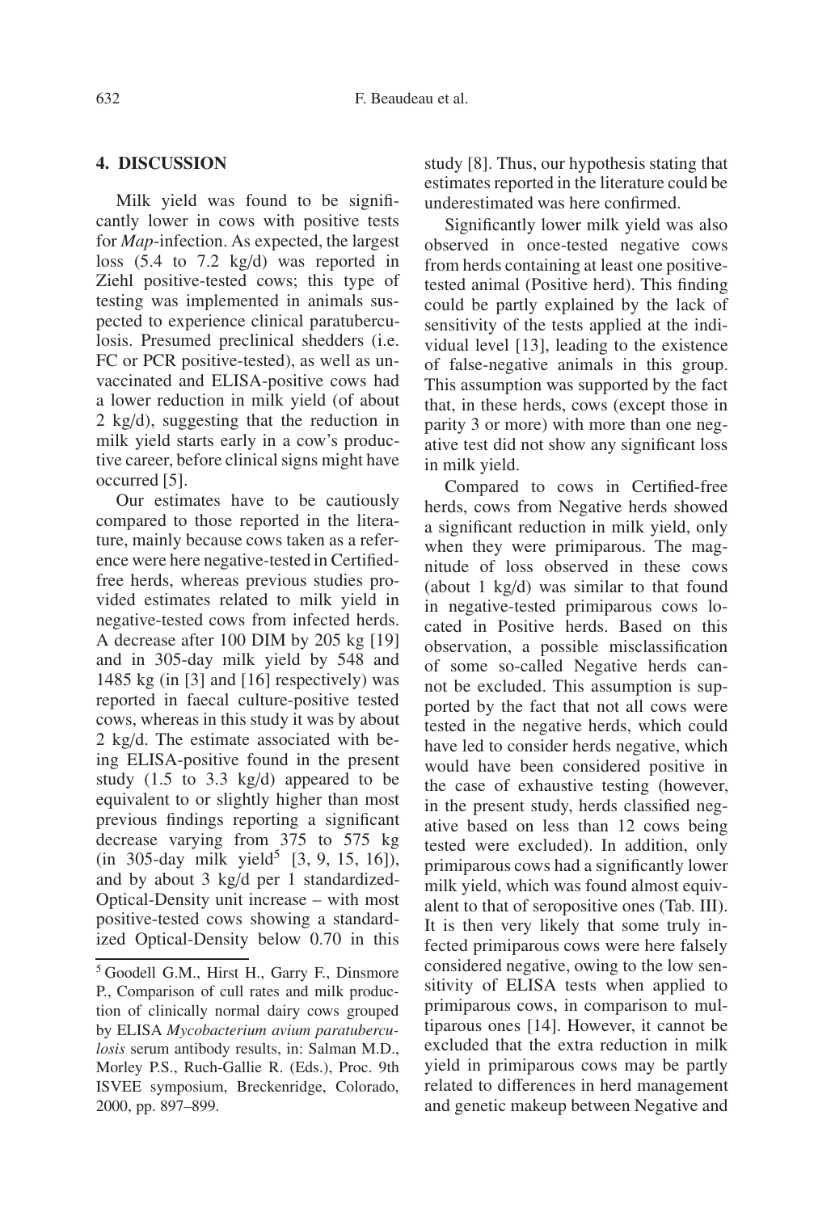## 4. DISCUSSION

Milk yield was found to be significantly lower in cows with positive tests for *Map*-infection. As expected, the largest loss (5.4 to 7.2 kg/d) was reported in Ziehl positive-tested cows; this type of testing was implemented in animals suspected to experience clinical paratuberculosis. Presumed preclinical shedders (i.e. FC or PCR positive-tested), as well as unvaccinated and ELISA-positive cows had a lower reduction in milk yield (of about 2 kg/d), suggesting that the reduction in milk yield starts early in a cow's productive career, before clinical signs might have occurred [5].

Our estimates have to be cautiously compared to those reported in the literature, mainly because cows taken as a reference were here negative-tested in Certified-free herds, whereas previous studies provided estimates related to milk yield in negative-tested cows from infected herds. A decrease after 100 DIM by 205 kg [19] and in 305-day milk yield by 548 and 1485 kg (in [3] and [16] respectively) was reported in faecal culture-positive tested cows, whereas in this study it was by about 2 kg/d. The estimate associated with being ELISA-positive found in the present study (1.5 to 3.3 kg/d) appeared to be equivalent to or slightly higher than most previous findings reporting a significant decrease varying from 375 to 575 kg (in 305-day milk yield[5] [3, 9, 15, 16]), and by about 3 kg/d per 1 standardized-Optical-Density unit increase – with most positive-tested cows showing a standardized Optical-Density below 0.70 in this study [8]. Thus, our hypothesis stating that estimates reported in the literature could be underestimated was here confirmed.

Significantly lower milk yield was also observed in once-tested negative cows from herds containing at least one positive-tested animal (Positive herd). This finding could be partly explained by the lack of sensitivity of the tests applied at the individual level [13], leading to the existence of false-negative animals in this group. This assumption was supported by the fact that, in these herds, cows (except those in parity 3 or more) with more than one negative test did not show any significant loss in milk yield.

Compared to cows in Certified-free herds, cows from Negative herds showed a significant reduction in milk yield, only when they were primiparous. The magnitude of loss observed in these cows (about 1 kg/d) was similar to that found in negative-tested primiparous cows located in Positive herds. Based on this observation, a possible misclassification of some so-called Negative herds cannot be excluded. This assumption is supported by the fact that not all cows were tested in the negative herds, which could have led to consider herds negative, which would have been considered positive in the case of exhaustive testing (however, in the present study, herds classified negative based on less than 12 cows being tested were excluded). In addition, only primiparous cows had a significantly lower milk yield, which was found almost equivalent to that of seropositive ones (Tab. III). It is then very likely that some truly infected primiparous cows were here falsely considered negative, owing to the low sensitivity of ELISA tests when applied to primiparous cows, in comparison to multiparous ones [14]. However, it cannot be excluded that the extra reduction in milk yield in primiparous cows may be partly related to differences in herd management and genetic makeup between Negative and

---

[5] Goodell G.M., Hirst H., Garry F., Dinsmore P., Comparison of cull rates and milk production of clinically normal dairy cows grouped by ELISA *Mycobacterium avium paratuberculosis* serum antibody results, in: Salman M.D., Morley P.S., Ruch-Gallie R. (Eds.), Proc. 9th ISVEE symposium, Breckenridge, Colorado, 2000, pp. 897–899.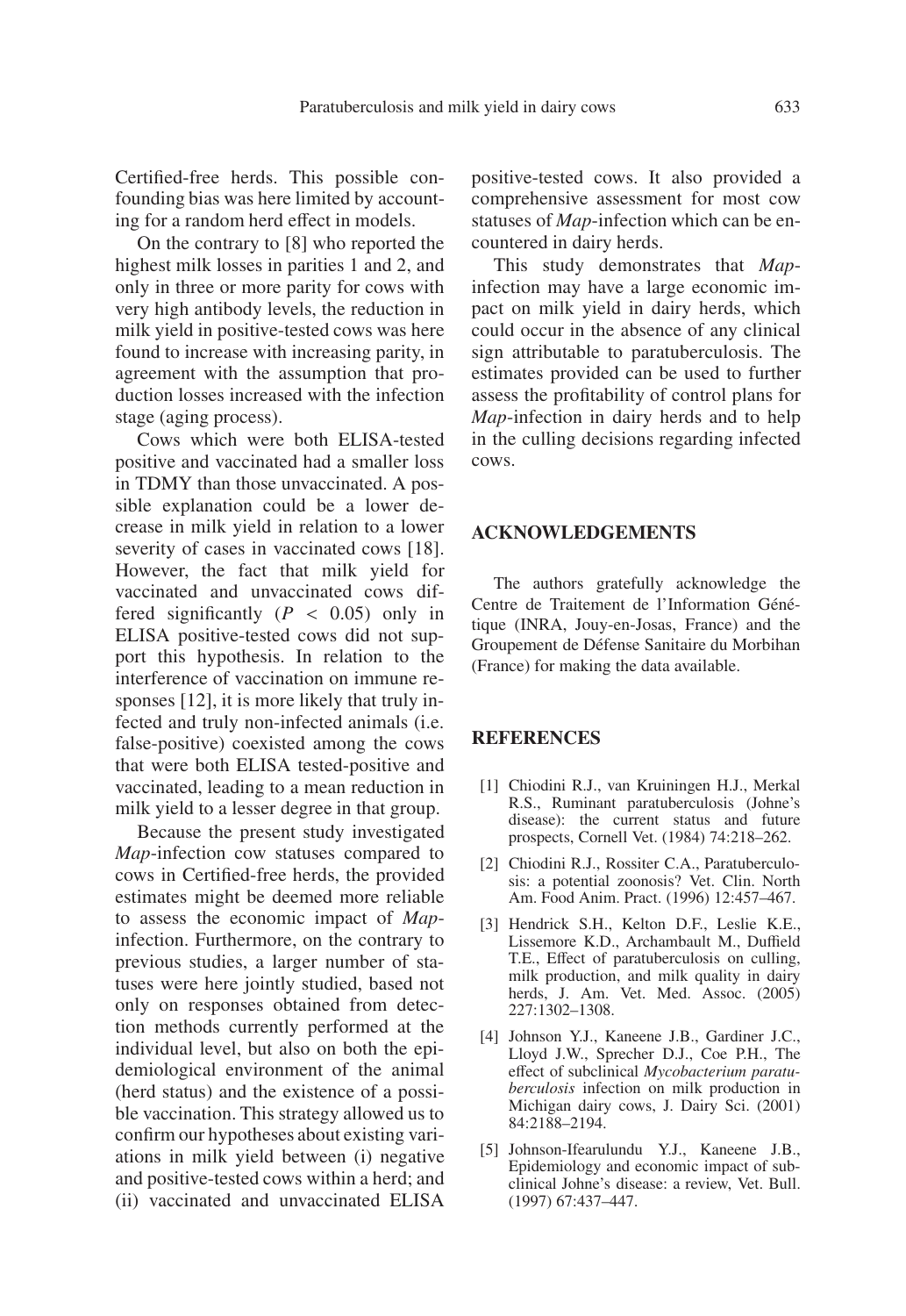Certified-free herds. This possible confounding bias was here limited by accounting for a random herd effect in models.

On the contrary to [8] who reported the highest milk losses in parities 1 and 2, and only in three or more parity for cows with very high antibody levels, the reduction in milk yield in positive-tested cows was here found to increase with increasing parity, in agreement with the assumption that production losses increased with the infection stage (aging process).

Cows which were both ELISA-tested positive and vaccinated had a smaller loss in TDMY than those unvaccinated. A possible explanation could be a lower decrease in milk yield in relation to a lower severity of cases in vaccinated cows [18]. However, the fact that milk yield for vaccinated and unvaccinated cows differed significantly ($P < 0.05$) only in ELISA positive-tested cows did not support this hypothesis. In relation to the interference of vaccination on immune responses [12], it is more likely that truly infected and truly non-infected animals (i.e. false-positive) coexisted among the cows that were both ELISA tested-positive and vaccinated, leading to a mean reduction in milk yield to a lesser degree in that group.

Because the present study investigated *Map*-infection cow statuses compared to cows in Certified-free herds, the provided estimates might be deemed more reliable to assess the economic impact of *Map*-infection. Furthermore, on the contrary to previous studies, a larger number of statuses were here jointly studied, based not only on responses obtained from detection methods currently performed at the individual level, but also on both the epidemiological environment of the animal (herd status) and the existence of a possible vaccination. This strategy allowed us to confirm our hypotheses about existing variations in milk yield between (i) negative and positive-tested cows within a herd; and (ii) vaccinated and unvaccinated ELISA positive-tested cows. It also provided a comprehensive assessment for most cow statuses of *Map*-infection which can be encountered in dairy herds.

This study demonstrates that *Map*-infection may have a large economic impact on milk yield in dairy herds, which could occur in the absence of any clinical sign attributable to paratuberculosis. The estimates provided can be used to further assess the profitability of control plans for *Map*-infection in dairy herds and to help in the culling decisions regarding infected cows.

## ACKNOWLEDGEMENTS

The authors gratefully acknowledge the Centre de Traitement de l'Information Génétique (INRA, Jouy-en-Josas, France) and the Groupement de Défense Sanitaire du Morbihan (France) for making the data available.

## REFERENCES

[1] Chiodini R.J., van Kruiningen H.J., Merkal R.S., Ruminant paratuberculosis (Johne's disease): the current status and future prospects, Cornell Vet. (1984) 74:218–262.

[2] Chiodini R.J., Rossiter C.A., Paratuberculosis: a potential zoonosis? Vet. Clin. North Am. Food Anim. Pract. (1996) 12:457–467.

[3] Hendrick S.H., Kelton D.F., Leslie K.E., Lissemore K.D., Archambault M., Duffield T.E., Effect of paratuberculosis on culling, milk production, and milk quality in dairy herds, J. Am. Vet. Med. Assoc. (2005) 227:1302–1308.

[4] Johnson Y.J., Kaneene J.B., Gardiner J.C., Lloyd J.W., Sprecher D.J., Coe P.H., The effect of subclinical *Mycobacterium paratuberculosis* infection on milk production in Michigan dairy cows, J. Dairy Sci. (2001) 84:2188–2194.

[5] Johnson-Ifearulundu Y.J., Kaneene J.B., Epidemiology and economic impact of subclinical Johne's disease: a review, Vet. Bull. (1997) 67:437–447.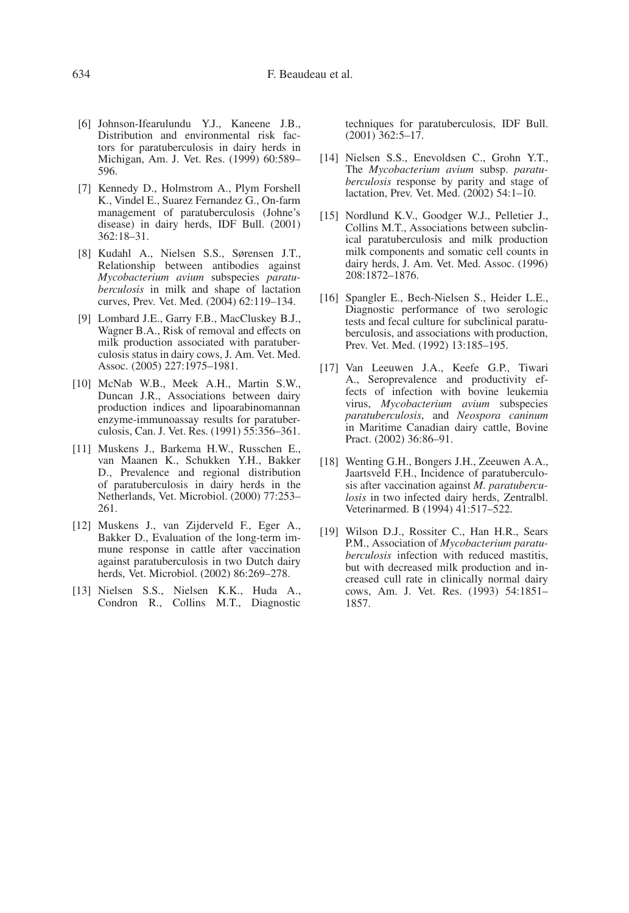[6] Johnson-Ifearulundu Y.J., Kaneene J.B., Distribution and environmental risk factors for paratuberculosis in dairy herds in Michigan, Am. J. Vet. Res. (1999) 60:589–596.

[7] Kennedy D., Holmstrom A., Plym Forshell K., Vindel E., Suarez Fernandez G., On-farm management of paratuberculosis (Johne's disease) in dairy herds, IDF Bull. (2001) 362:18–31.

[8] Kudahl A., Nielsen S.S., Sørensen J.T., Relationship between antibodies against *Mycobacterium avium* subspecies *paratuberculosis* in milk and shape of lactation curves, Prev. Vet. Med. (2004) 62:119–134.

[9] Lombard J.E., Garry F.B., MacCluskey B.J., Wagner B.A., Risk of removal and effects on milk production associated with paratuberculosis status in dairy cows, J. Am. Vet. Med. Assoc. (2005) 227:1975–1981.

[10] McNab W.B., Meek A.H., Martin S.W., Duncan J.R., Associations between dairy production indices and lipoarabinomannan enzyme-immunoassay results for paratuberculosis, Can. J. Vet. Res. (1991) 55:356–361.

[11] Muskens J., Barkema H.W., Russchen E., van Maanen K., Schukken Y.H., Bakker D., Prevalence and regional distribution of paratuberculosis in dairy herds in the Netherlands, Vet. Microbiol. (2000) 77:253–261.

[12] Muskens J., van Zijderveld F., Eger A., Bakker D., Evaluation of the long-term immune response in cattle after vaccination against paratuberculosis in two Dutch dairy herds, Vet. Microbiol. (2002) 86:269–278.

[13] Nielsen S.S., Nielsen K.K., Huda A., Condron R., Collins M.T., Diagnostic techniques for paratuberculosis, IDF Bull. (2001) 362:5–17.

[14] Nielsen S.S., Enevoldsen C., Grohn Y.T., The *Mycobacterium avium* subsp. *paratuberculosis* response by parity and stage of lactation, Prev. Vet. Med. (2002) 54:1–10.

[15] Nordlund K.V., Goodger W.J., Pelletier J., Collins M.T., Associations between subclinical paratuberculosis and milk production milk components and somatic cell counts in dairy herds, J. Am. Vet. Med. Assoc. (1996) 208:1872–1876.

[16] Spangler E., Bech-Nielsen S., Heider L.E., Diagnostic performance of two serologic tests and fecal culture for subclinical paratuberculosis, and associations with production, Prev. Vet. Med. (1992) 13:185–195.

[17] Van Leeuwen J.A., Keefe G.P., Tiwari A., Seroprevalence and productivity effects of infection with bovine leukemia virus, *Mycobacterium avium* subspecies *paratuberculosis*, and *Neospora caninum* in Maritime Canadian dairy cattle, Bovine Pract. (2002) 36:86–91.

[18] Wenting G.H., Bongers J.H., Zeeuwen A.A., Jaartsveld F.H., Incidence of paratuberculosis after vaccination against *M. paratuberculosis* in two infected dairy herds, Zentralbl. Veterinarmed. B (1994) 41:517–522.

[19] Wilson D.J., Rossiter C., Han H.R., Sears P.M., Association of *Mycobacterium paratuberculosis* infection with reduced mastitis, but with decreased milk production and increased cull rate in clinically normal dairy cows, Am. J. Vet. Res. (1993) 54:1851–1857.